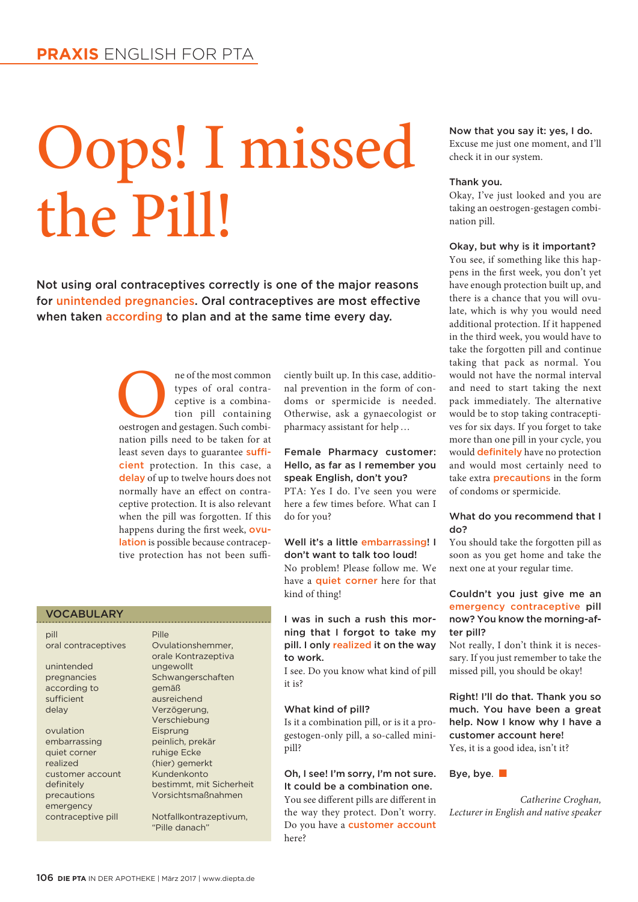# Oops! I missed the Pill!

**Not using oral contraceptives correctly is one of the major reasons for unintended pregnancies. Oral contraceptives are most effective when taken according to plan and at the same time every day.**

One of the most common types of oral contraceptive is a combination pill containing oestrogen and gestagen. Such combination pills need to be taken for at least seven days to guarantee sufficient protection. In this case, a delay of up to twelve hours does not normally have an effect on contraceptive protection. It is also relevant when the pill was forgotten. If this happens during the first week, ovulation is possible because contraceptive protection has not been sufficiently built up. In this case, additional prevention in the form of condoms or spermicide is needed. Otherwise, ask a gynaecologist or pharmacy assistant for help …

**Female Pharmacy customer: Hello, as far as I remember you speak English, don't you?**
PTA: Yes I do. I've seen you were here a few times before. What can I do for you?

**Well it's a little embarrassing! I don't want to talk too loud!**
No problem! Please follow me. We have a quiet corner here for that kind of thing!

**I was in such a rush this morning that I forgot to take my pill. I only realized it on the way to work.**
I see. Do you know what kind of pill it is?

**What kind of pill?**
Is it a combination pill, or is it a progestogen-only pill, a so-called minipill?

**Oh, I see! I'm sorry, I'm not sure. It could be a combination one.**
You see different pills are different in the way they protect. Don't worry. Do you have a customer account here?

**Now that you say it: yes, I do.**
Excuse me just one moment, and I'll check it in our system.

**Thank you.**
Okay, I've just looked and you are taking an oestrogen-gestagen combination pill.

**Okay, but why is it important?**
You see, if something like this happens in the first week, you don't yet have enough protection built up, and there is a chance that you will ovulate, which is why you would need additional protection. If it happened in the third week, you would have to take the forgotten pill and continue taking that pack as normal. You would not have the normal interval and need to start taking the next pack immediately. The alternative would be to stop taking contraceptives for six days. If you forget to take more than one pill in your cycle, you would definitely have no protection and would most certainly need to take extra precautions in the form of condoms or spermicide.

**What do you recommend that I do?**
You should take the forgotten pill as soon as you get home and take the next one at your regular time.

**Couldn't you just give me an emergency contraceptive pill now? You know the morning-after pill?**
Not really, I don't think it is necessary. If you just remember to take the missed pill, you should be okay!

**Right! I'll do that. Thank you so much. You have been a great help. Now I know why I have a customer account here!**
Yes, it is a good idea, isn't it?

**Bye, bye.** ■

*Catherine Croghan, Lecturer in English and native speaker*

## VOCABULARY

| | |
|---|---|
| pill | Pille |
| oral contraceptives | Ovulationshemmer, orale Kontrazeptiva |
| unintended pregnancies | ungewollt Schwangerschaften |
| according to | gemäß |
| sufficient | ausreichend |
| delay | Verzögerung, Verschiebung |
| ovulation | Eisprung |
| embarrassing | peinlich, prekär |
| quiet corner | ruhige Ecke |
| realized | (hier) gemerkt |
| customer account | Kundenkonto |
| definitely | bestimmt, mit Sicherheit |
| precautions | Vorsichtsmaßnahmen |
| emergency contraceptive pill | Notfallkontrazeptivum, "Pille danach" |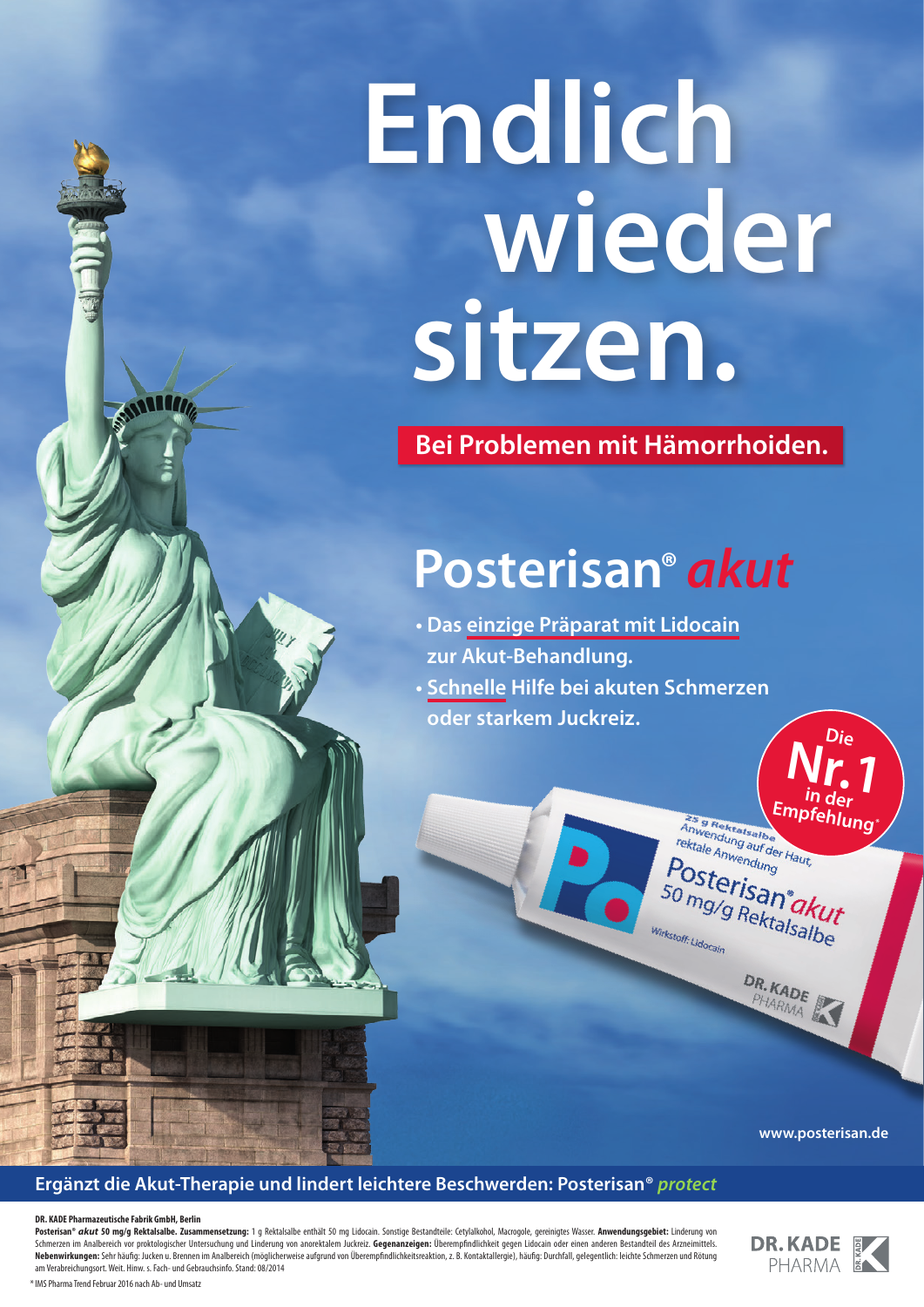# Endlich wieder sitzen.

**Bei Problemen mit Hämorrhoiden.**

## Posterisan® *akut*

- **Das einzige Präparat mit Lidocain zur Akut-Behandlung.**
- **Schnelle Hilfe bei akuten Schmerzen oder starkem Juckreiz.**

Die Nr. 1 in der Empfehlung*

25 g Rektalsalbe
Anwendung auf der Haut, rektale Anwendung
Posterisan® *akut*
50 mg/g Rektalsalbe
Wirkstoff: Lidocain
DR. KADE PHARMA

www.posterisan.de

**Ergänzt die Akut-Therapie und lindert leichtere Beschwerden: Posterisan® *protect***

**DR. KADE Pharmazeutische Fabrik GmbH, Berlin**
**Posterisan® *akut* 50 mg/g Rektalsalbe. Zusammensetzung:** 1 g Rektalsalbe enthält 50 mg Lidocain. Sonstige Bestandteile: Cetylalkohol, Macrogole, gereinigtes Wasser. **Anwendungsgebiet:** Linderung von Schmerzen im Analbereich vor proktologischer Untersuchung und Linderung von anorektalem Juckreiz. **Gegenanzeigen:** Überempfindlichkeit gegen Lidocain oder einen anderen Bestandteil des Arzneimittels. **Nebenwirkungen:** Sehr häufig: Jucken u. Brennen im Analbereich (möglicherweise aufgrund von Überempfindlichkeitsreaktion, z. B. Kontaktallergie), häufig: Durchfall, gelegentlich: leichte Schmerzen und Rötung am Verabreichungsort. Weit. Hinw. s. Fach- und Gebrauchsinfo. Stand: 08/2014

DR. KADE PHARMA

* IMS Pharma Trend Februar 2016 nach Ab- und Umsatz